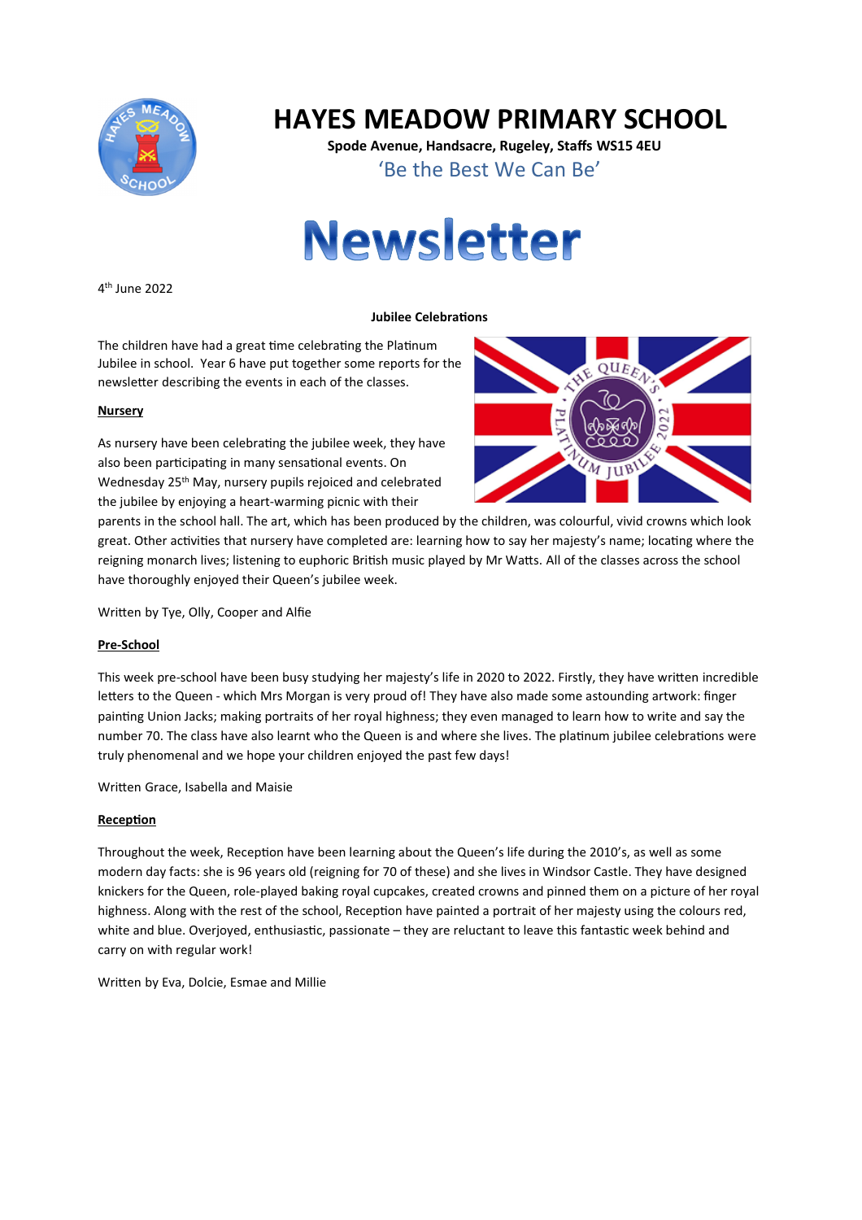# HAYES MEADOW PRIMARY SCHOOL

**Spode Avenue, Handsacre, Rugeley, Staffs WS15 4EU**

'Be the Best We Can Be'

# Newsletter

4th June 2022

**Jubilee Celebrations**

The children have had a great time celebrating the Platinum Jubilee in school. Year 6 have put together some reports for the newsletter describing the events in each of the classes.

**Nursery**

As nursery have been celebrating the jubilee week, they have also been participating in many sensational events. On Wednesday 25th May, nursery pupils rejoiced and celebrated the jubilee by enjoying a heart-warming picnic with their parents in the school hall. The art, which has been produced by the children, was colourful, vivid crowns which look great. Other activities that nursery have completed are: learning how to say her majesty's name; locating where the reigning monarch lives; listening to euphoric British music played by Mr Watts. All of the classes across the school have thoroughly enjoyed their Queen's jubilee week.

Written by Tye, Olly, Cooper and Alfie

**Pre-School**

This week pre-school have been busy studying her majesty's life in 2020 to 2022. Firstly, they have written incredible letters to the Queen - which Mrs Morgan is very proud of! They have also made some astounding artwork: finger painting Union Jacks; making portraits of her royal highness; they even managed to learn how to write and say the number 70. The class have also learnt who the Queen is and where she lives. The platinum jubilee celebrations were truly phenomenal and we hope your children enjoyed the past few days!

Written Grace, Isabella and Maisie

**Reception**

Throughout the week, Reception have been learning about the Queen's life during the 2010's, as well as some modern day facts: she is 96 years old (reigning for 70 of these) and she lives in Windsor Castle. They have designed knickers for the Queen, role-played baking royal cupcakes, created crowns and pinned them on a picture of her royal highness. Along with the rest of the school, Reception have painted a portrait of her majesty using the colours red, white and blue. Overjoyed, enthusiastic, passionate – they are reluctant to leave this fantastic week behind and carry on with regular work!

Written by Eva, Dolcie, Esmae and Millie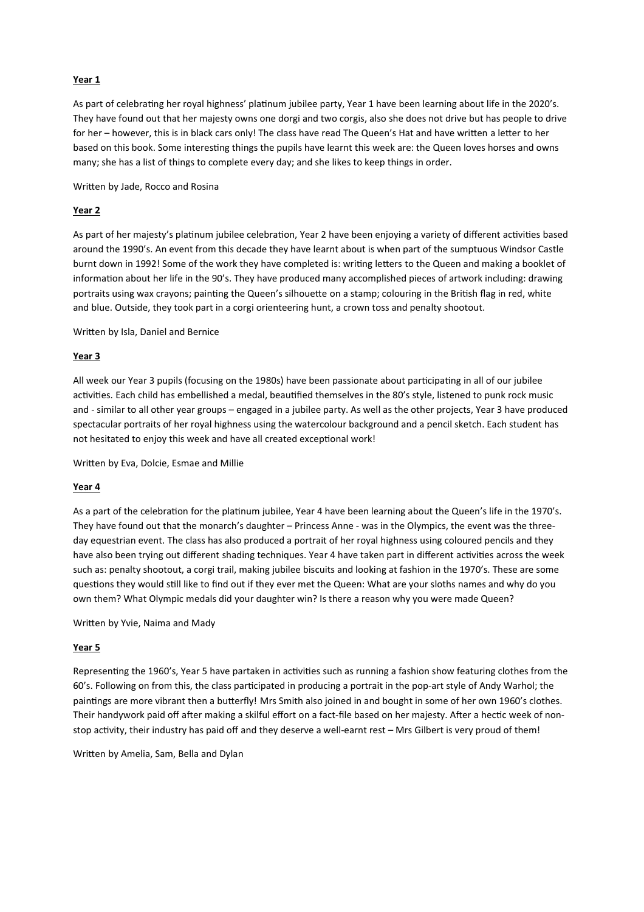**Year 1**

As part of celebrating her royal highness' platinum jubilee party, Year 1 have been learning about life in the 2020's. They have found out that her majesty owns one dorgi and two corgis, also she does not drive but has people to drive for her – however, this is in black cars only! The class have read The Queen's Hat and have written a letter to her based on this book. Some interesting things the pupils have learnt this week are: the Queen loves horses and owns many; she has a list of things to complete every day; and she likes to keep things in order.

Written by Jade, Rocco and Rosina

**Year 2**

As part of her majesty's platinum jubilee celebration, Year 2 have been enjoying a variety of different activities based around the 1990's. An event from this decade they have learnt about is when part of the sumptuous Windsor Castle burnt down in 1992! Some of the work they have completed is: writing letters to the Queen and making a booklet of information about her life in the 90's. They have produced many accomplished pieces of artwork including: drawing portraits using wax crayons; painting the Queen's silhouette on a stamp; colouring in the British flag in red, white and blue. Outside, they took part in a corgi orienteering hunt, a crown toss and penalty shootout.

Written by Isla, Daniel and Bernice

**Year 3**

All week our Year 3 pupils (focusing on the 1980s) have been passionate about participating in all of our jubilee activities. Each child has embellished a medal, beautified themselves in the 80's style, listened to punk rock music and - similar to all other year groups – engaged in a jubilee party. As well as the other projects, Year 3 have produced spectacular portraits of her royal highness using the watercolour background and a pencil sketch. Each student has not hesitated to enjoy this week and have all created exceptional work!

Written by Eva, Dolcie, Esmae and Millie

**Year 4**

As a part of the celebration for the platinum jubilee, Year 4 have been learning about the Queen's life in the 1970's. They have found out that the monarch's daughter – Princess Anne - was in the Olympics, the event was the three-day equestrian event. The class has also produced a portrait of her royal highness using coloured pencils and they have also been trying out different shading techniques. Year 4 have taken part in different activities across the week such as: penalty shootout, a corgi trail, making jubilee biscuits and looking at fashion in the 1970's. These are some questions they would still like to find out if they ever met the Queen: What are your sloths names and why do you own them? What Olympic medals did your daughter win? Is there a reason why you were made Queen?

Written by Yvie, Naima and Mady

**Year 5**

Representing the 1960's, Year 5 have partaken in activities such as running a fashion show featuring clothes from the 60's. Following on from this, the class participated in producing a portrait in the pop-art style of Andy Warhol; the paintings are more vibrant then a butterfly! Mrs Smith also joined in and bought in some of her own 1960's clothes. Their handywork paid off after making a skilful effort on a fact-file based on her majesty. After a hectic week of non-stop activity, their industry has paid off and they deserve a well-earnt rest – Mrs Gilbert is very proud of them!

Written by Amelia, Sam, Bella and Dylan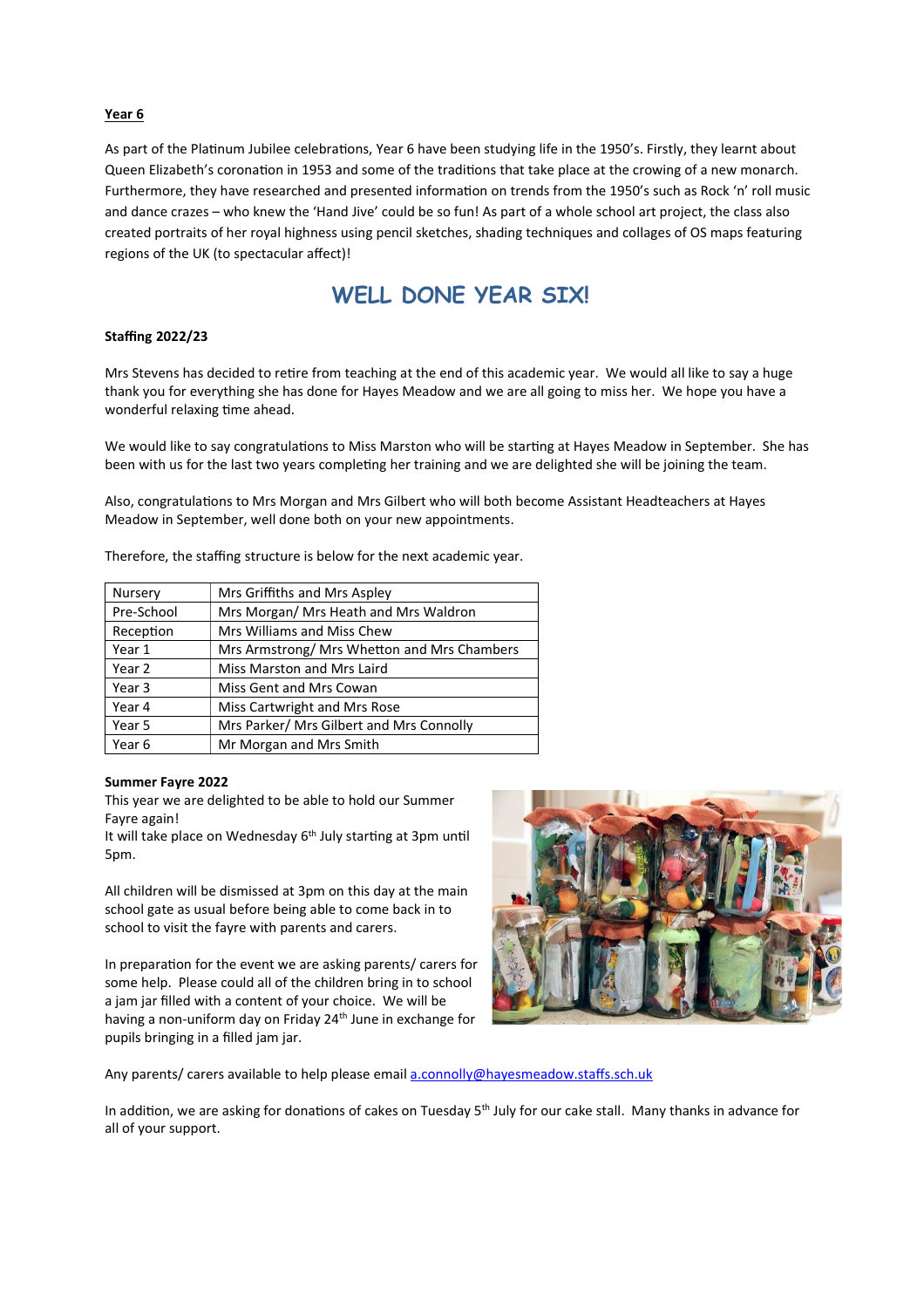**Year 6**

As part of the Platinum Jubilee celebrations, Year 6 have been studying life in the 1950's. Firstly, they learnt about Queen Elizabeth's coronation in 1953 and some of the traditions that take place at the crowing of a new monarch. Furthermore, they have researched and presented information on trends from the 1950's such as Rock 'n' roll music and dance crazes – who knew the 'Hand Jive' could be so fun! As part of a whole school art project, the class also created portraits of her royal highness using pencil sketches, shading techniques and collages of OS maps featuring regions of the UK (to spectacular affect)!

## WELL DONE YEAR SIX!

**Staffing 2022/23**

Mrs Stevens has decided to retire from teaching at the end of this academic year. We would all like to say a huge thank you for everything she has done for Hayes Meadow and we are all going to miss her. We hope you have a wonderful relaxing time ahead.

We would like to say congratulations to Miss Marston who will be starting at Hayes Meadow in September. She has been with us for the last two years completing her training and we are delighted she will be joining the team.

Also, congratulations to Mrs Morgan and Mrs Gilbert who will both become Assistant Headteachers at Hayes Meadow in September, well done both on your new appointments.

Therefore, the staffing structure is below for the next academic year.

| Class | Staff |
|---|---|
| Nursery | Mrs Griffiths and Mrs Aspley |
| Pre-School | Mrs Morgan/ Mrs Heath and Mrs Waldron |
| Reception | Mrs Williams and Miss Chew |
| Year 1 | Mrs Armstrong/ Mrs Whetton and Mrs Chambers |
| Year 2 | Miss Marston and Mrs Laird |
| Year 3 | Miss Gent and Mrs Cowan |
| Year 4 | Miss Cartwright and Mrs Rose |
| Year 5 | Mrs Parker/ Mrs Gilbert and Mrs Connolly |
| Year 6 | Mr Morgan and Mrs Smith |

**Summer Fayre 2022**

This year we are delighted to be able to hold our Summer Fayre again!
It will take place on Wednesday 6th July starting at 3pm until 5pm.

All children will be dismissed at 3pm on this day at the main school gate as usual before being able to come back in to school to visit the fayre with parents and carers.

In preparation for the event we are asking parents/ carers for some help. Please could all of the children bring in to school a jam jar filled with a content of your choice. We will be having a non-uniform day on Friday 24th June in exchange for pupils bringing in a filled jam jar.

Any parents/ carers available to help please email a.connolly@hayesmeadow.staffs.sch.uk

In addition, we are asking for donations of cakes on Tuesday 5th July for our cake stall. Many thanks in advance for all of your support.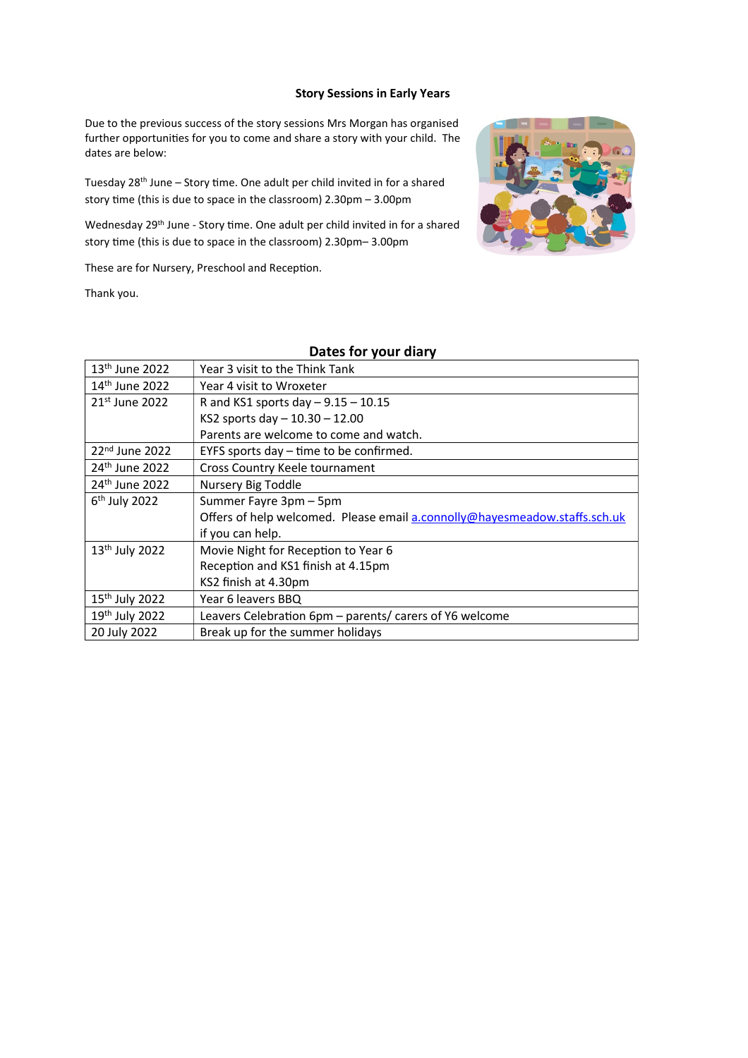**Story Sessions in Early Years**

Due to the previous success of the story sessions Mrs Morgan has organised further opportunities for you to come and share a story with your child. The dates are below:

Tuesday 28th June – Story time. One adult per child invited in for a shared story time (this is due to space in the classroom) 2.30pm – 3.00pm

Wednesday 29th June - Story time. One adult per child invited in for a shared story time (this is due to space in the classroom) 2.30pm– 3.00pm

These are for Nursery, Preschool and Reception.

Thank you.

## Dates for your diary

| | |
|---|---|
| 13th June 2022 | Year 3 visit to the Think Tank |
| 14th June 2022 | Year 4 visit to Wroxeter |
| 21st June 2022 | R and KS1 sports day – 9.15 – 10.15<br>KS2 sports day – 10.30 – 12.00<br>Parents are welcome to come and watch. |
| 22nd June 2022 | EYFS sports day – time to be confirmed. |
| 24th June 2022 | Cross Country Keele tournament |
| 24th June 2022 | Nursery Big Toddle |
| 6th July 2022 | Summer Fayre 3pm – 5pm<br>Offers of help welcomed. Please email a.connolly@hayesmeadow.staffs.sch.uk if you can help. |
| 13th July 2022 | Movie Night for Reception to Year 6<br>Reception and KS1 finish at 4.15pm<br>KS2 finish at 4.30pm |
| 15th July 2022 | Year 6 leavers BBQ |
| 19th July 2022 | Leavers Celebration 6pm – parents/ carers of Y6 welcome |
| 20 July 2022 | Break up for the summer holidays |